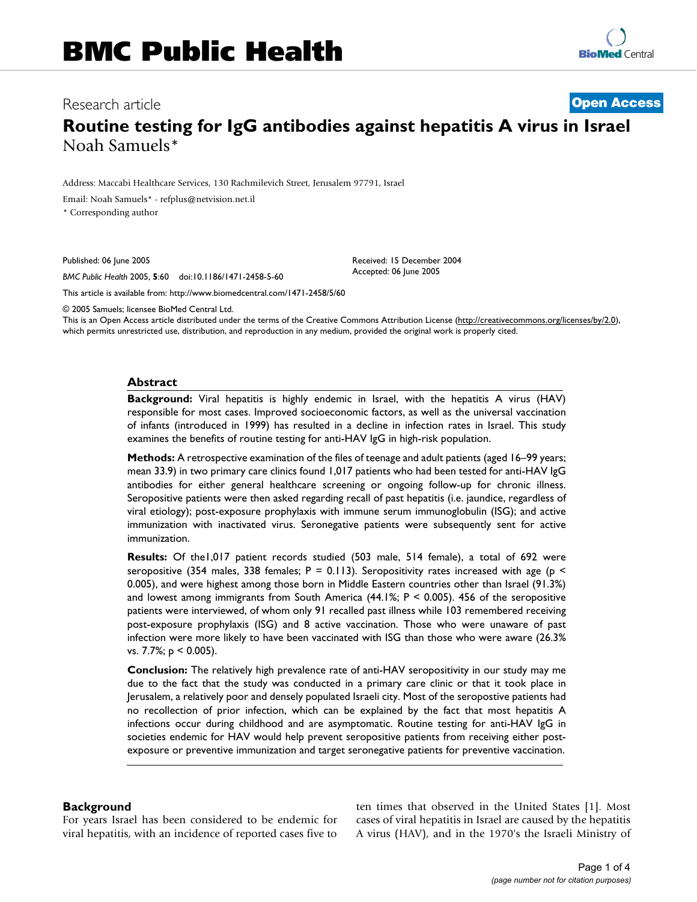BMC Public Health

Research article

**Open Access**

# Routine testing for IgG antibodies against hepatitis A virus in Israel

Noah Samuels*

Address: Maccabi Healthcare Services, 130 Rachmilevich Street, Jerusalem 97791, Israel

Email: Noah Samuels* - refplus@netvision.net.il

* Corresponding author

Published: 06 June 2005

*BMC Public Health* 2005, **5**:60 doi:10.1186/1471-2458-5-60

Received: 15 December 2004
Accepted: 06 June 2005

This article is available from: http://www.biomedcentral.com/1471-2458/5/60

© 2005 Samuels; licensee BioMed Central Ltd.

This is an Open Access article distributed under the terms of the Creative Commons Attribution License (http://creativecommons.org/licenses/by/2.0), which permits unrestricted use, distribution, and reproduction in any medium, provided the original work is properly cited.

## Abstract

**Background:** Viral hepatitis is highly endemic in Israel, with the hepatitis A virus (HAV) responsible for most cases. Improved socioeconomic factors, as well as the universal vaccination of infants (introduced in 1999) has resulted in a decline in infection rates in Israel. This study examines the benefits of routine testing for anti-HAV IgG in high-risk population.

**Methods:** A retrospective examination of the files of teenage and adult patients (aged 16–99 years; mean 33.9) in two primary care clinics found 1,017 patients who had been tested for anti-HAV IgG antibodies for either general healthcare screening or ongoing follow-up for chronic illness. Seropositive patients were then asked regarding recall of past hepatitis (i.e. jaundice, regardless of viral etiology); post-exposure prophylaxis with immune serum immunoglobulin (ISG); and active immunization with inactivated virus. Seronegative patients were subsequently sent for active immunization.

**Results:** Of the1,017 patient records studied (503 male, 514 female), a total of 692 were seropositive (354 males, 338 females; $P = 0.113$). Seropositivity rates increased with age ($p < 0.005$), and were highest among those born in Middle Eastern countries other than Israel (91.3%) and lowest among immigrants from South America (44.1%; $P < 0.005$). 456 of the seropositive patients were interviewed, of whom only 91 recalled past illness while 103 remembered receiving post-exposure prophylaxis (ISG) and 8 active vaccination. Those who were unaware of past infection were more likely to have been vaccinated with ISG than those who were aware (26.3% vs. 7.7%; $p < 0.005$).

**Conclusion:** The relatively high prevalence rate of anti-HAV seropositivity in our study may me due to the fact that the study was conducted in a primary care clinic or that it took place in Jerusalem, a relatively poor and densely populated Israeli city. Most of the seropostive patients had no recollection of prior infection, which can be explained by the fact that most hepatitis A infections occur during childhood and are asymptomatic. Routine testing for anti-HAV IgG in societies endemic for HAV would help prevent seropositive patients from receiving either post-exposure or preventive immunization and target seronegative patients for preventive vaccination.

## Background

For years Israel has been considered to be endemic for viral hepatitis, with an incidence of reported cases five to ten times that observed in the United States [1]. Most cases of viral hepatitis in Israel are caused by the hepatitis A virus (HAV), and in the 1970's the Israeli Ministry of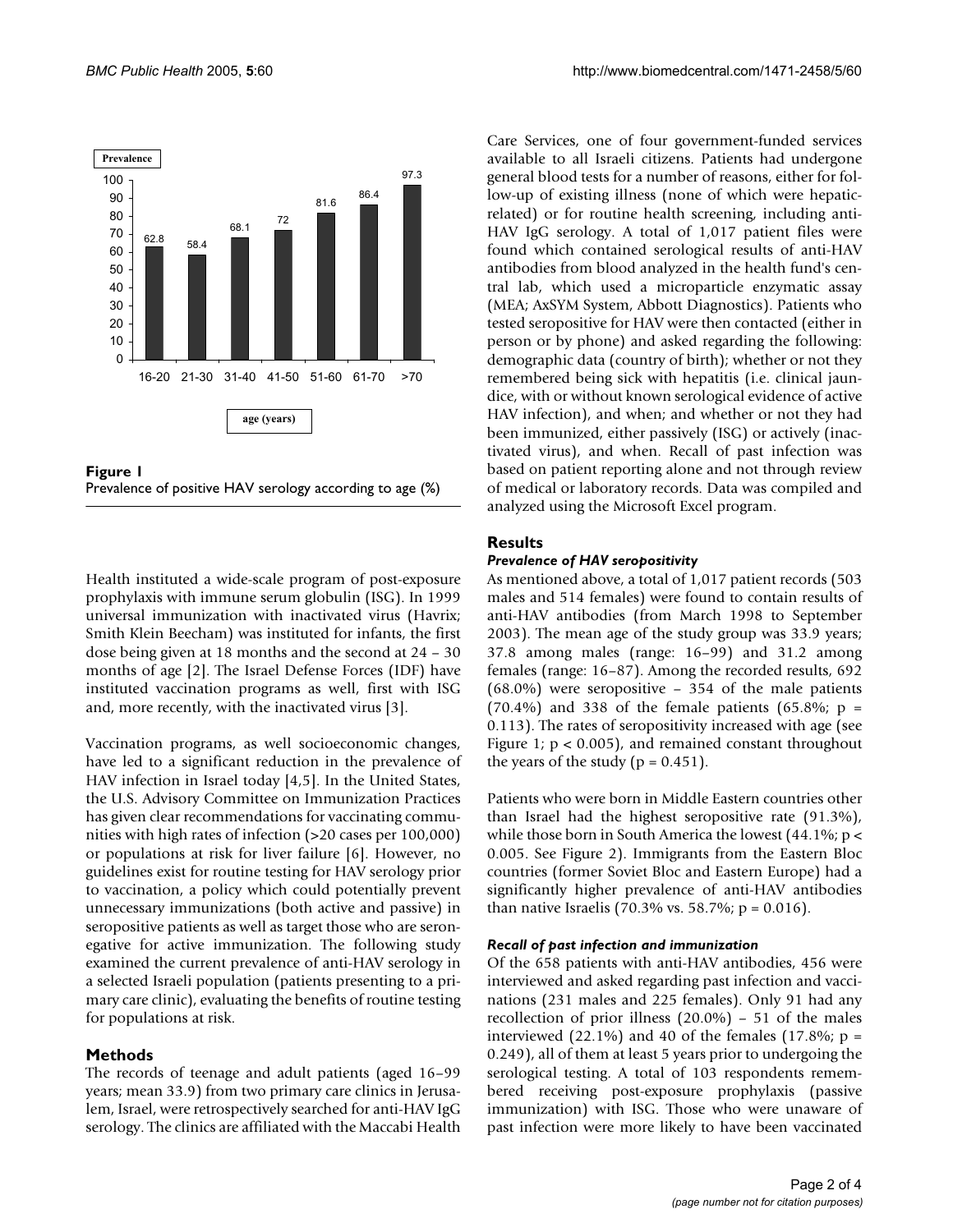Figure 1
Prevalence of positive HAV serology according to age (%)

Health instituted a wide-scale program of post-exposure prophylaxis with immune serum globulin (ISG). In 1999 universal immunization with inactivated virus (Havrix; Smith Klein Beecham) was instituted for infants, the first dose being given at 18 months and the second at 24 – 30 months of age [2]. The Israel Defense Forces (IDF) have instituted vaccination programs as well, first with ISG and, more recently, with the inactivated virus [3].

Vaccination programs, as well socioeconomic changes, have led to a significant reduction in the prevalence of HAV infection in Israel today [4,5]. In the United States, the U.S. Advisory Committee on Immunization Practices has given clear recommendations for vaccinating communities with high rates of infection (>20 cases per 100,000) or populations at risk for liver failure [6]. However, no guidelines exist for routine testing for HAV serology prior to vaccination, a policy which could potentially prevent unnecessary immunizations (both active and passive) in seropositive patients as well as target those who are seronegative for active immunization. The following study examined the current prevalence of anti-HAV serology in a selected Israeli population (patients presenting to a primary care clinic), evaluating the benefits of routine testing for populations at risk.

## Methods

The records of teenage and adult patients (aged 16–99 years; mean 33.9) from two primary care clinics in Jerusalem, Israel, were retrospectively searched for anti-HAV IgG serology. The clinics are affiliated with the Maccabi Health Care Services, one of four government-funded services available to all Israeli citizens. Patients had undergone general blood tests for a number of reasons, either for follow-up of existing illness (none of which were hepatic-related) or for routine health screening, including anti-HAV IgG serology. A total of 1,017 patient files were found which contained serological results of anti-HAV antibodies from blood analyzed in the health fund's central lab, which used a microparticle enzymatic assay (MEA; AxSYM System, Abbott Diagnostics). Patients who tested seropositive for HAV were then contacted (either in person or by phone) and asked regarding the following: demographic data (country of birth); whether or not they remembered being sick with hepatitis (i.e. clinical jaundice, with or without known serological evidence of active HAV infection), and when; and whether or not they had been immunized, either passively (ISG) or actively (inactivated virus), and when. Recall of past infection was based on patient reporting alone and not through review of medical or laboratory records. Data was compiled and analyzed using the Microsoft Excel program.

## Results

### *Prevalence of HAV seropositivity*

As mentioned above, a total of 1,017 patient records (503 males and 514 females) were found to contain results of anti-HAV antibodies (from March 1998 to September 2003). The mean age of the study group was 33.9 years; 37.8 among males (range: 16–99) and 31.2 among females (range: 16–87). Among the recorded results, 692 (68.0%) were seropositive – 354 of the male patients (70.4%) and 338 of the female patients (65.8%; $p = 0.113$). The rates of seropositivity increased with age (see Figure 1; $p < 0.005$), and remained constant throughout the years of the study ($p = 0.451$).

Patients who were born in Middle Eastern countries other than Israel had the highest seropositive rate (91.3%), while those born in South America the lowest (44.1%; $p < 0.005$. See Figure 2). Immigrants from the Eastern Bloc countries (former Soviet Bloc and Eastern Europe) had a significantly higher prevalence of anti-HAV antibodies than native Israelis (70.3% vs. 58.7%; $p = 0.016$).

### *Recall of past infection and immunization*

Of the 658 patients with anti-HAV antibodies, 456 were interviewed and asked regarding past infection and vaccinations (231 males and 225 females). Only 91 had any recollection of prior illness (20.0%) – 51 of the males interviewed (22.1%) and 40 of the females (17.8%; $p = 0.249$), all of them at least 5 years prior to undergoing the serological testing. A total of 103 respondents remembered receiving post-exposure prophylaxis (passive immunization) with ISG. Those who were unaware of past infection were more likely to have been vaccinated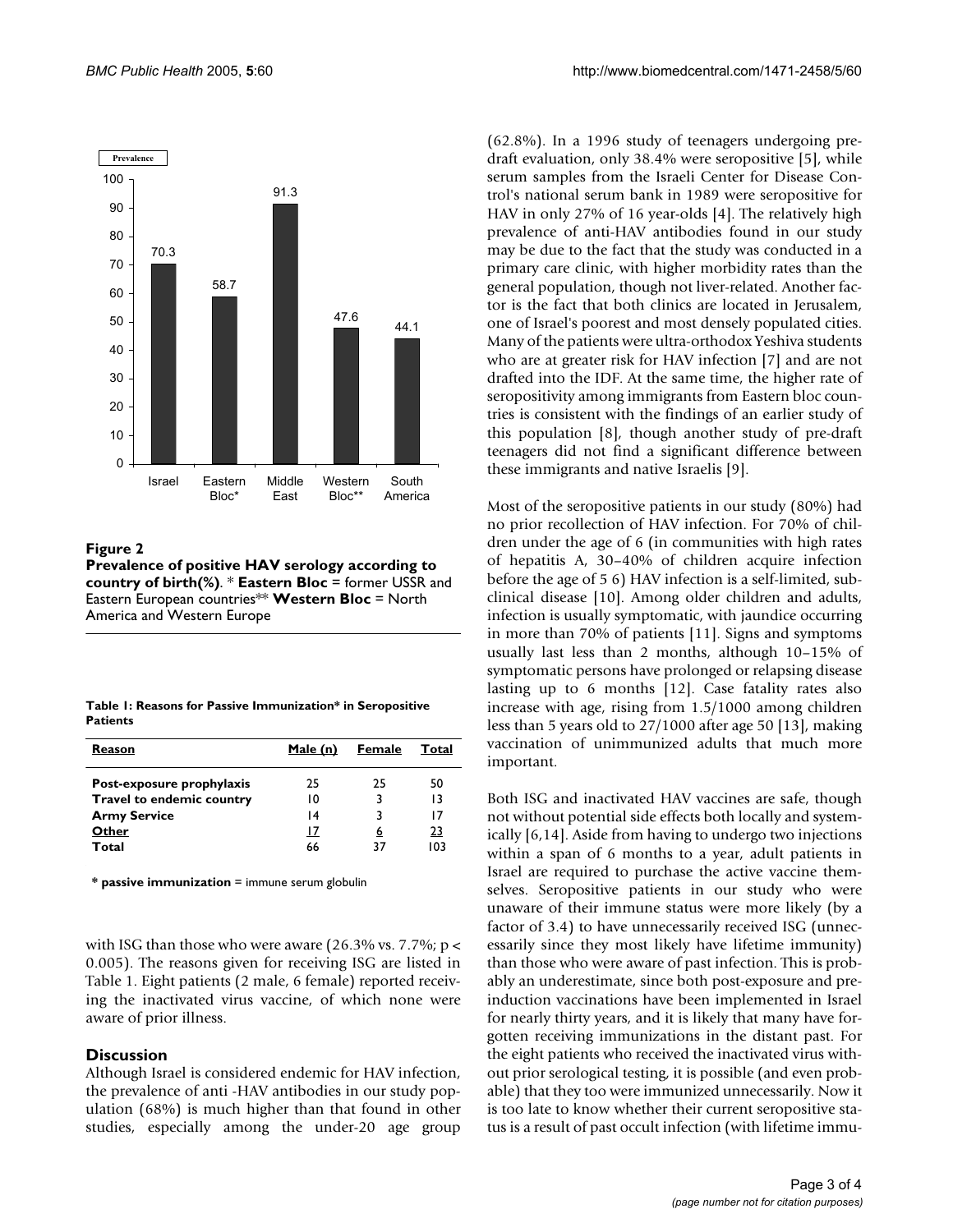**Figure 2**
**Prevalence of positive HAV serology according to country of birth(%).** * **Eastern Bloc** = former USSR and Eastern European countries** **Western Bloc** = North America and Western Europe

**Table 1: Reasons for Passive Immunization* in Seropositive Patients**

| Reason | Male (n) | Female | Total |
| --- | --- | --- | --- |
| **Post-exposure prophylaxis** | 25 | 25 | 50 |
| **Travel to endemic country** | 10 | 3 | 13 |
| **Army Service** | 14 | 3 | 17 |
| **Other** | 17 | 6 | 23 |
| **Total** | 66 | 37 | 103 |

* **passive immunization** = immune serum globulin

with ISG than those who were aware (26.3% vs. 7.7%; $p < 0.005$). The reasons given for receiving ISG are listed in Table 1. Eight patients (2 male, 6 female) reported receiving the inactivated virus vaccine, of which none were aware of prior illness.

## Discussion

Although Israel is considered endemic for HAV infection, the prevalence of anti -HAV antibodies in our study population (68%) is much higher than that found in other studies, especially among the under-20 age group (62.8%). In a 1996 study of teenagers undergoing predraft evaluation, only 38.4% were seropositive [5], while serum samples from the Israeli Center for Disease Control's national serum bank in 1989 were seropositive for HAV in only 27% of 16 year-olds [4]. The relatively high prevalence of anti-HAV antibodies found in our study may be due to the fact that the study was conducted in a primary care clinic, with higher morbidity rates than the general population, though not liver-related. Another factor is the fact that both clinics are located in Jerusalem, one of Israel's poorest and most densely populated cities. Many of the patients were ultra-orthodox Yeshiva students who are at greater risk for HAV infection [7] and are not drafted into the IDF. At the same time, the higher rate of seropositivity among immigrants from Eastern bloc countries is consistent with the findings of an earlier study of this population [8], though another study of pre-draft teenagers did not find a significant difference between these immigrants and native Israelis [9].

Most of the seropositive patients in our study (80%) had no prior recollection of HAV infection. For 70% of children under the age of 6 (in communities with high rates of hepatitis A, 30–40% of children acquire infection before the age of 5 6) HAV infection is a self-limited, subclinical disease [10]. Among older children and adults, infection is usually symptomatic, with jaundice occurring in more than 70% of patients [11]. Signs and symptoms usually last less than 2 months, although 10–15% of symptomatic persons have prolonged or relapsing disease lasting up to 6 months [12]. Case fatality rates also increase with age, rising from 1.5/1000 among children less than 5 years old to 27/1000 after age 50 [13], making vaccination of unimmunized adults that much more important.

Both ISG and inactivated HAV vaccines are safe, though not without potential side effects both locally and systemically [6,14]. Aside from having to undergo two injections within a span of 6 months to a year, adult patients in Israel are required to purchase the active vaccine themselves. Seropositive patients in our study who were unaware of their immune status were more likely (by a factor of 3.4) to have unnecessarily received ISG (unnecessarily since they most likely have lifetime immunity) than those who were aware of past infection. This is probably an underestimate, since both post-exposure and pre-induction vaccinations have been implemented in Israel for nearly thirty years, and it is likely that many have forgotten receiving immunizations in the distant past. For the eight patients who received the inactivated virus without prior serological testing, it is possible (and even probable) that they too were immunized unnecessarily. Now it is too late to know whether their current seropositive status is a result of past occult infection (with lifetime immu-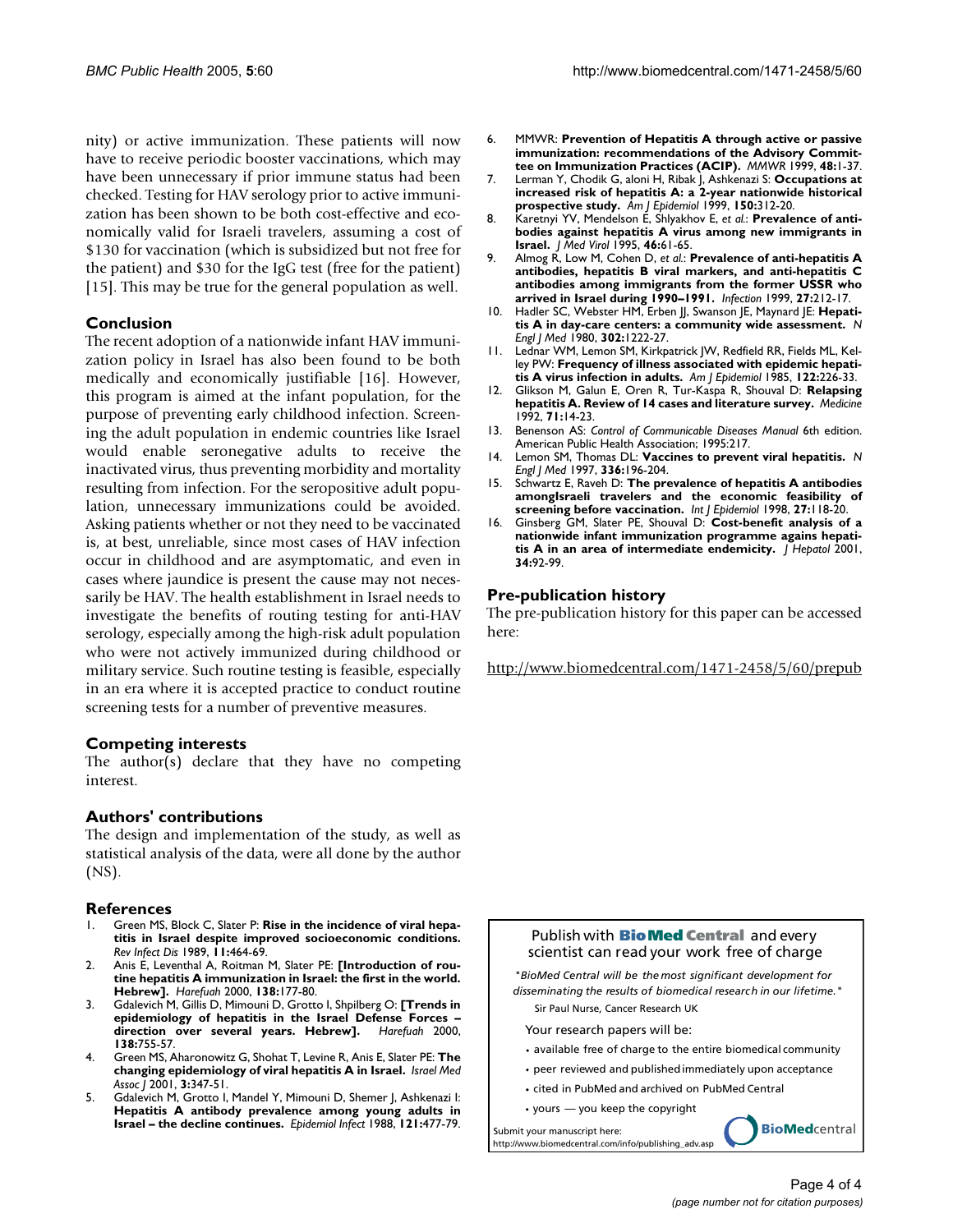nity) or active immunization. These patients will now have to receive periodic booster vaccinations, which may have been unnecessary if prior immune status had been checked. Testing for HAV serology prior to active immunization has been shown to be both cost-effective and economically valid for Israeli travelers, assuming a cost of $130 for vaccination (which is subsidized but not free for the patient) and $30 for the IgG test (free for the patient) [15]. This may be true for the general population as well.

## Conclusion

The recent adoption of a nationwide infant HAV immunization policy in Israel has also been found to be both medically and economically justifiable [16]. However, this program is aimed at the infant population, for the purpose of preventing early childhood infection. Screening the adult population in endemic countries like Israel would enable seronegative adults to receive the inactivated virus, thus preventing morbidity and mortality resulting from infection. For the seropositive adult population, unnecessary immunizations could be avoided. Asking patients whether or not they need to be vaccinated is, at best, unreliable, since most cases of HAV infection occur in childhood and are asymptomatic, and even in cases where jaundice is present the cause may not necessarily be HAV. The health establishment in Israel needs to investigate the benefits of routing testing for anti-HAV serology, especially among the high-risk adult population who were not actively immunized during childhood or military service. Such routine testing is feasible, especially in an era where it is accepted practice to conduct routine screening tests for a number of preventive measures.

## Competing interests

The author(s) declare that they have no competing interest.

## Authors' contributions

The design and implementation of the study, as well as statistical analysis of the data, were all done by the author (NS).

## References

1. Green MS, Block C, Slater P: **Rise in the incidence of viral hepatitis in Israel despite improved socioeconomic conditions.** *Rev Infect Dis* 1989, **11:**464-69.
2. Anis E, Leventhal A, Roitman M, Slater PE: **[Introduction of routine hepatitis A immunization in Israel: the first in the world. Hebrew].** *Harefuah* 2000, **138:**177-80.
3. Gdalevich M, Gillis D, Mimouni D, Grotto I, Shpilberg O: **[Trends in epidemiology of hepatitis in the Israel Defense Forces – direction over several years. Hebrew].** *Harefuah* 2000, **138:**755-57.
4. Green MS, Aharonowitz G, Shohat T, Levine R, Anis E, Slater PE: **The changing epidemiology of viral hepatitis A in Israel.** *Israel Med Assoc J* 2001, **3:**347-51.
5. Gdalevich M, Grotto I, Mandel Y, Mimouni D, Shemer J, Ashkenazi I: **Hepatitis A antibody prevalence among young adults in Israel – the decline continues.** *Epidemiol Infect* 1988, **121:**477-79.
6. MMWR: **Prevention of Hepatitis A through active or passive immunization: recommendations of the Advisory Committee on Immunization Practices (ACIP).** *MMWR* 1999, **48:**1-37.
7. Lerman Y, Chodik G, aloni H, Ribak J, Ashkenazi S: **Occupations at increased risk of hepatitis A: a 2-year nationwide historical prospective study.** *Am J Epidemiol* 1999, **150:**312-20.
8. Karetnyi YV, Mendelson E, Shlyakhov E, *et al.*: **Prevalence of antibodies against hepatitis A virus among new immigrants in Israel.** *J Med Virol* 1995, **46:**61-65.
9. Almog R, Low M, Cohen D, *et al.*: **Prevalence of anti-hepatitis A antibodies, hepatitis B viral markers, and anti-hepatitis C antibodies among immigrants from the former USSR who arrived in Israel during 1990–1991.** *Infection* 1999, **27:**212-17.
10. Hadler SC, Webster HM, Erben JJ, Swanson JE, Maynard JE: **Hepatitis A in day-care centers: a community wide assessment.** *N Engl J Med* 1980, **302:**1222-27.
11. Lednar WM, Lemon SM, Kirkpatrick JW, Redfield RR, Fields ML, Kelley PW: **Frequency of illness associated with epidemic hepatitis A virus infection in adults.** *Am J Epidemiol* 1985, **122:**226-33.
12. Glikson M, Galun E, Oren R, Tur-Kaspa R, Shouval D: **Relapsing hepatitis A. Review of 14 cases and literature survey.** *Medicine* 1992, **71:**14-23.
13. Benenson AS: *Control of Communicable Diseases Manual* 6th edition. American Public Health Association; 1995:217.
14. Lemon SM, Thomas DL: **Vaccines to prevent viral hepatitis.** *N Engl J Med* 1997, **336:**196-204.
15. Schwartz E, Raveh D: **The prevalence of hepatitis A antibodies amongIsraeli travelers and the economic feasibility of screening before vaccination.** *Int J Epidemiol* 1998, **27:**118-20.
16. Ginsberg GM, Slater PE, Shouval D: **Cost-benefit analysis of a nationwide infant immunization programme agains hepatitis A in an area of intermediate endemicity.** *J Hepatol* 2001, **34:**92-99.

## Pre-publication history

The pre-publication history for this paper can be accessed here:

http://www.biomedcentral.com/1471-2458/5/60/prepub